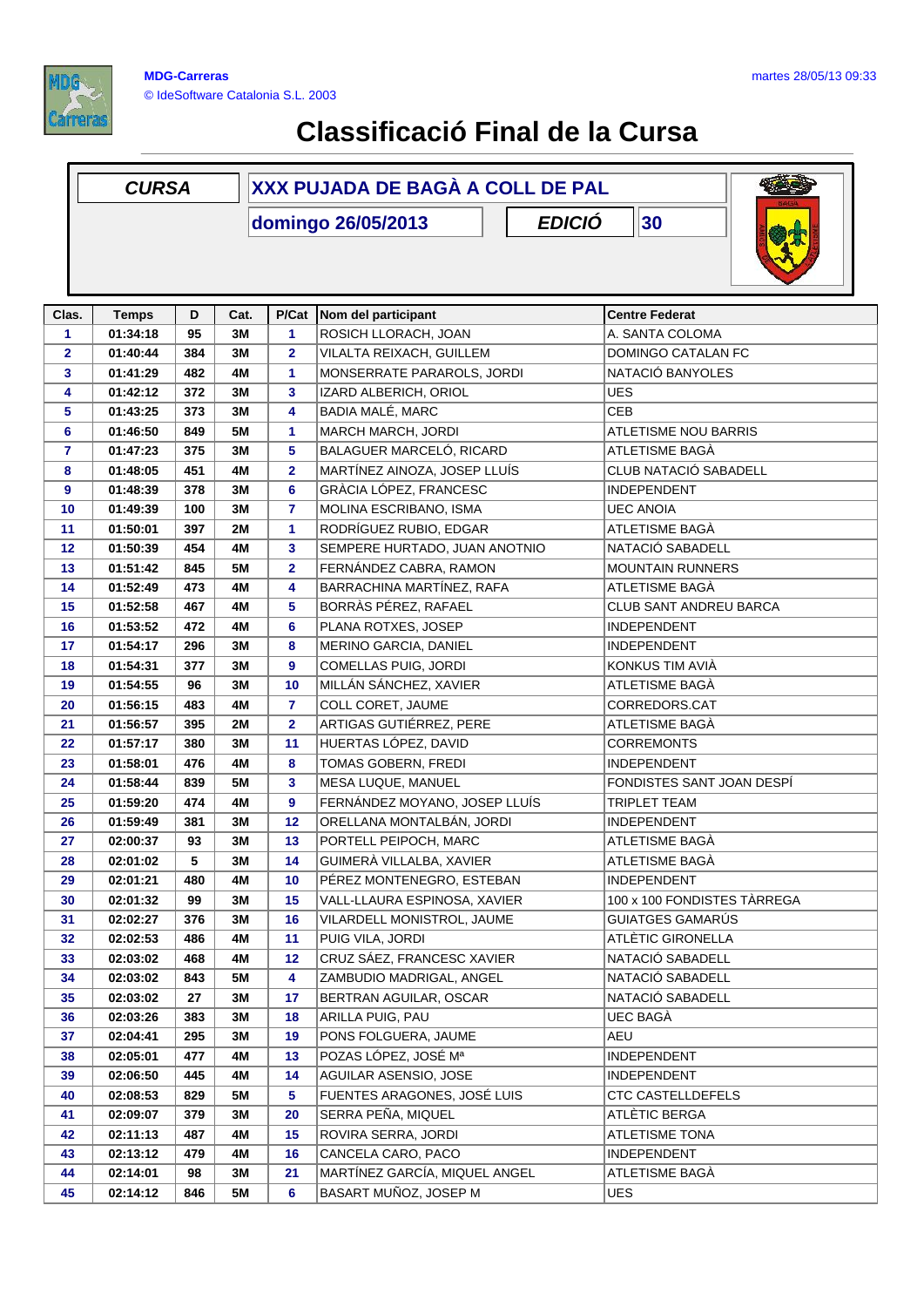MDG-Carreras
© IdeSoftware Catalonia S.L. 2003

martes 28/05/13 09:33

# Classificació Final de la Cursa

| CURSA | XXX PUJADA DE BAGÀ A COLL DE PAL |
|---|---|
| | domingo 26/05/2013 |
| EDICIÓ | 30 |

| Clas. | Temps | D | Cat. | P/Cat | Nom del participant | Centre Federat |
|---|---|---|---|---|---|---|
| 1 | 01:34:18 | 95 | 3M | 1 | ROSICH LLORACH, JOAN | A. SANTA COLOMA |
| 2 | 01:40:44 | 384 | 3M | 2 | VILALTA REIXACH, GUILLEM | DOMINGO CATALAN FC |
| 3 | 01:41:29 | 482 | 4M | 1 | MONSERRATE PARAROLS, JORDI | NATACIÓ BANYOLES |
| 4 | 01:42:12 | 372 | 3M | 3 | IZARD ALBERICH, ORIOL | UES |
| 5 | 01:43:25 | 373 | 3M | 4 | BADIA MALÉ, MARC | CEB |
| 6 | 01:46:50 | 849 | 5M | 1 | MARCH MARCH, JORDI | ATLETISME NOU BARRIS |
| 7 | 01:47:23 | 375 | 3M | 5 | BALAGUER MARCELÓ, RICARD | ATLETISME BAGÀ |
| 8 | 01:48:05 | 451 | 4M | 2 | MARTÍNEZ AINOZA, JOSEP LLUÍS | CLUB NATACIÓ SABADELL |
| 9 | 01:48:39 | 378 | 3M | 6 | GRÀCIA LÓPEZ, FRANCESC | INDEPENDENT |
| 10 | 01:49:39 | 100 | 3M | 7 | MOLINA ESCRIBANO, ISMA | UEC ANOIA |
| 11 | 01:50:01 | 397 | 2M | 1 | RODRÍGUEZ RUBIO, EDGAR | ATLETISME BAGÀ |
| 12 | 01:50:39 | 454 | 4M | 3 | SEMPERE HURTADO, JUAN ANOTNIO | NATACIÓ SABADELL |
| 13 | 01:51:42 | 845 | 5M | 2 | FERNÁNDEZ CABRA, RAMON | MOUNTAIN RUNNERS |
| 14 | 01:52:49 | 473 | 4M | 4 | BARRACHINA MARTÍNEZ, RAFA | ATLETISME BAGÀ |
| 15 | 01:52:58 | 467 | 4M | 5 | BORRÀS PÉREZ, RAFAEL | CLUB SANT ANDREU BARCA |
| 16 | 01:53:52 | 472 | 4M | 6 | PLANA ROTXES, JOSEP | INDEPENDENT |
| 17 | 01:54:17 | 296 | 3M | 8 | MERINO GARCIA, DANIEL | INDEPENDENT |
| 18 | 01:54:31 | 377 | 3M | 9 | COMELLAS PUIG, JORDI | KONKUS TIM AVIÀ |
| 19 | 01:54:55 | 96 | 3M | 10 | MILLÁN SÁNCHEZ, XAVIER | ATLETISME BAGÀ |
| 20 | 01:56:15 | 483 | 4M | 7 | COLL CORET, JAUME | CORREDORS.CAT |
| 21 | 01:56:57 | 395 | 2M | 2 | ARTIGAS GUTIÉRREZ, PERE | ATLETISME BAGÀ |
| 22 | 01:57:17 | 380 | 3M | 11 | HUERTAS LÓPEZ, DAVID | CORREMONTS |
| 23 | 01:58:01 | 476 | 4M | 8 | TOMAS GOBERN, FREDI | INDEPENDENT |
| 24 | 01:58:44 | 839 | 5M | 3 | MESA LUQUE, MANUEL | FONDISTES SANT JOAN DESPÍ |
| 25 | 01:59:20 | 474 | 4M | 9 | FERNÁNDEZ MOYANO, JOSEP LLUÍS | TRIPLET TEAM |
| 26 | 01:59:49 | 381 | 3M | 12 | ORELLANA MONTALBÁN, JORDI | INDEPENDENT |
| 27 | 02:00:37 | 93 | 3M | 13 | PORTELL PEIPOCH, MARC | ATLETISME BAGÀ |
| 28 | 02:01:02 | 5 | 3M | 14 | GUIMERÀ VILLALBA, XAVIER | ATLETISME BAGÀ |
| 29 | 02:01:21 | 480 | 4M | 10 | PÉREZ MONTENEGRO, ESTEBAN | INDEPENDENT |
| 30 | 02:01:32 | 99 | 3M | 15 | VALL-LLAURA ESPINOSA, XAVIER | 100 x 100 FONDISTES TÀRREGA |
| 31 | 02:02:27 | 376 | 3M | 16 | VILARDELL MONISTROL, JAUME | GUIATGES GAMARÚS |
| 32 | 02:02:53 | 486 | 4M | 11 | PUIG VILA, JORDI | ATLÈTIC GIRONELLA |
| 33 | 02:03:02 | 468 | 4M | 12 | CRUZ SÁEZ, FRANCESC XAVIER | NATACIÓ SABADELL |
| 34 | 02:03:02 | 843 | 5M | 4 | ZAMBUDIO MADRIGAL, ANGEL | NATACIÓ SABADELL |
| 35 | 02:03:02 | 27 | 3M | 17 | BERTRAN AGUILAR, OSCAR | NATACIÓ SABADELL |
| 36 | 02:03:26 | 383 | 3M | 18 | ARILLA PUIG, PAU | UEC BAGÀ |
| 37 | 02:04:41 | 295 | 3M | 19 | PONS FOLGUERA, JAUME | AEU |
| 38 | 02:05:01 | 477 | 4M | 13 | POZAS LÓPEZ, JOSÉ Mª | INDEPENDENT |
| 39 | 02:06:50 | 445 | 4M | 14 | AGUILAR ASENSIO, JOSE | INDEPENDENT |
| 40 | 02:08:53 | 829 | 5M | 5 | FUENTES ARAGONES, JOSÉ LUIS | CTC CASTELLDEFELS |
| 41 | 02:09:07 | 379 | 3M | 20 | SERRA PEÑA, MIQUEL | ATLÈTIC BERGA |
| 42 | 02:11:13 | 487 | 4M | 15 | ROVIRA SERRA, JORDI | ATLETISME TONA |
| 43 | 02:13:12 | 479 | 4M | 16 | CANCELA CARO, PACO | INDEPENDENT |
| 44 | 02:14:01 | 98 | 3M | 21 | MARTÍNEZ GARCÍA, MIQUEL ANGEL | ATLETISME BAGÀ |
| 45 | 02:14:12 | 846 | 5M | 6 | BASART MUÑOZ, JOSEP M | UES |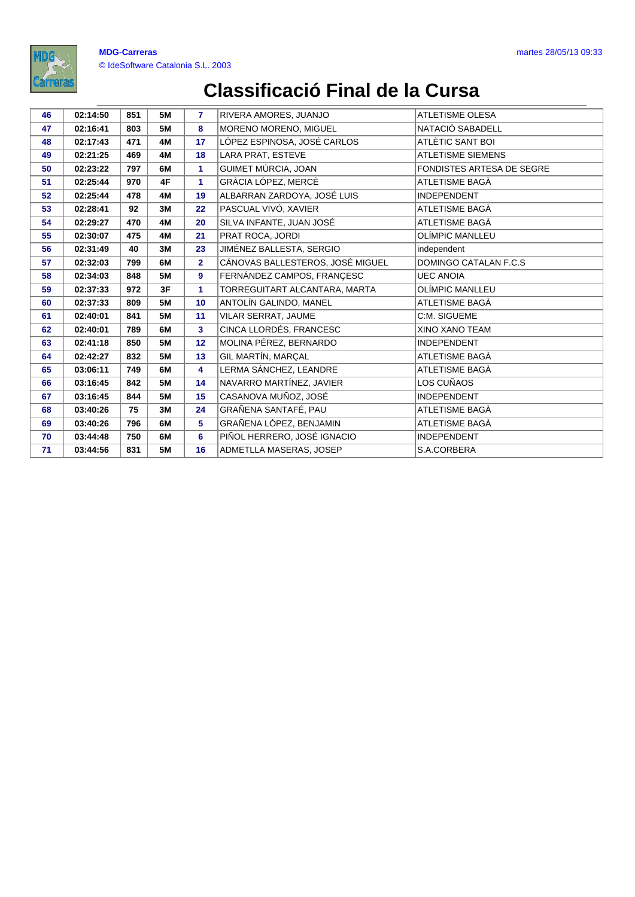# Classificació Final de la Cursa

| | | | | | | |
|---|---|---|---|---|---|---|
| 46 | 02:14:50 | 851 | 5M | 7 | RIVERA AMORES, JUANJO | ATLETISME OLESA |
| 47 | 02:16:41 | 803 | 5M | 8 | MORENO MORENO, MIGUEL | NATACIÓ SABADELL |
| 48 | 02:17:43 | 471 | 4M | 17 | LÓPEZ ESPINOSA, JOSÉ CARLOS | ATLÈTIC SANT BOI |
| 49 | 02:21:25 | 469 | 4M | 18 | LARA PRAT, ESTEVE | ATLETISME SIEMENS |
| 50 | 02:23:22 | 797 | 6M | 1 | GUIMET MÚRCIA, JOAN | FONDISTES ARTESA DE SEGRE |
| 51 | 02:25:44 | 970 | 4F | 1 | GRÀCIA LÓPEZ, MERCÈ | ATLETISME BAGÀ |
| 52 | 02:25:44 | 478 | 4M | 19 | ALBARRAN ZARDOYA, JOSÉ LUIS | INDEPENDENT |
| 53 | 02:28:41 | 92 | 3M | 22 | PASCUAL VIVÓ, XAVIER | ATLETISME BAGÀ |
| 54 | 02:29:27 | 470 | 4M | 20 | SILVA INFANTE, JUAN JOSÉ | ATLETISME BAGÀ |
| 55 | 02:30:07 | 475 | 4M | 21 | PRAT ROCA, JORDI | OLÍMPIC MANLLEU |
| 56 | 02:31:49 | 40 | 3M | 23 | JIMÉNEZ BALLESTA, SERGIO | independent |
| 57 | 02:32:03 | 799 | 6M | 2 | CÁNOVAS BALLESTEROS, JOSÉ MIGUEL | DOMINGO CATALAN F.C.S |
| 58 | 02:34:03 | 848 | 5M | 9 | FERNÁNDEZ CAMPOS, FRANÇESC | UEC ANOIA |
| 59 | 02:37:33 | 972 | 3F | 1 | TORREGUITART ALCANTARA, MARTA | OLÍMPIC MANLLEU |
| 60 | 02:37:33 | 809 | 5M | 10 | ANTOLÍN GALINDO, MANEL | ATLETISME BAGÀ |
| 61 | 02:40:01 | 841 | 5M | 11 | VILAR SERRAT, JAUME | C:M. SIGUEME |
| 62 | 02:40:01 | 789 | 6M | 3 | CINCA LLORDÉS, FRANCESC | XINO XANO TEAM |
| 63 | 02:41:18 | 850 | 5M | 12 | MOLINA PÉREZ, BERNARDO | INDEPENDENT |
| 64 | 02:42:27 | 832 | 5M | 13 | GIL MARTÍN, MARÇAL | ATLETISME BAGÀ |
| 65 | 03:06:11 | 749 | 6M | 4 | LERMA SÁNCHEZ, LEANDRE | ATLETISME BAGÀ |
| 66 | 03:16:45 | 842 | 5M | 14 | NAVARRO MARTÍNEZ, JAVIER | LOS CUÑAOS |
| 67 | 03:16:45 | 844 | 5M | 15 | CASANOVA MUÑOZ, JOSÉ | INDEPENDENT |
| 68 | 03:40:26 | 75 | 3M | 24 | GRAÑENA SANTAFÉ, PAU | ATLETISME BAGÀ |
| 69 | 03:40:26 | 796 | 6M | 5 | GRAÑENA LÓPEZ, BENJAMIN | ATLETISME BAGÀ |
| 70 | 03:44:48 | 750 | 6M | 6 | PIÑOL HERRERO, JOSÉ IGNACIO | INDEPENDENT |
| 71 | 03:44:56 | 831 | 5M | 16 | ADMETLLA MASERAS, JOSEP | S.A.CORBERA |